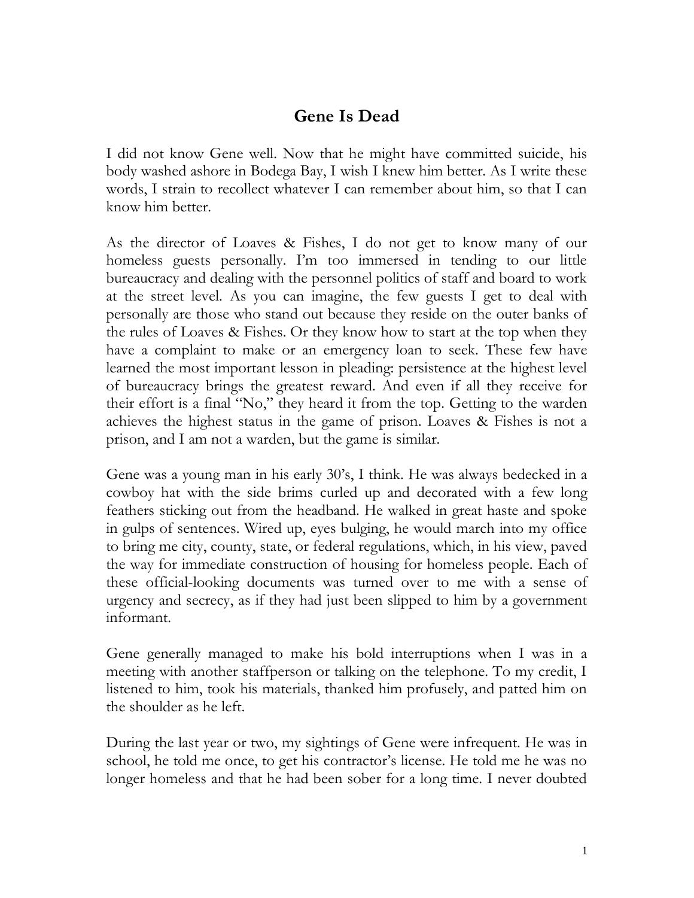# Gene Is Dead

I did not know Gene well. Now that he might have committed suicide, his body washed ashore in Bodega Bay, I wish I knew him better. As I write these words, I strain to recollect whatever I can remember about him, so that I can know him better.

As the director of Loaves & Fishes, I do not get to know many of our homeless guests personally. I'm too immersed in tending to our little bureaucracy and dealing with the personnel politics of staff and board to work at the street level. As you can imagine, the few guests I get to deal with personally are those who stand out because they reside on the outer banks of the rules of Loaves & Fishes. Or they know how to start at the top when they have a complaint to make or an emergency loan to seek. These few have learned the most important lesson in pleading: persistence at the highest level of bureaucracy brings the greatest reward. And even if all they receive for their effort is a final "No," they heard it from the top. Getting to the warden achieves the highest status in the game of prison. Loaves & Fishes is not a prison, and I am not a warden, but the game is similar.

Gene was a young man in his early 30's, I think. He was always bedecked in a cowboy hat with the side brims curled up and decorated with a few long feathers sticking out from the headband. He walked in great haste and spoke in gulps of sentences. Wired up, eyes bulging, he would march into my office to bring me city, county, state, or federal regulations, which, in his view, paved the way for immediate construction of housing for homeless people. Each of these official-looking documents was turned over to me with a sense of urgency and secrecy, as if they had just been slipped to him by a government informant.

Gene generally managed to make his bold interruptions when I was in a meeting with another staffperson or talking on the telephone. To my credit, I listened to him, took his materials, thanked him profusely, and patted him on the shoulder as he left.

During the last year or two, my sightings of Gene were infrequent. He was in school, he told me once, to get his contractor's license. He told me he was no longer homeless and that he had been sober for a long time. I never doubted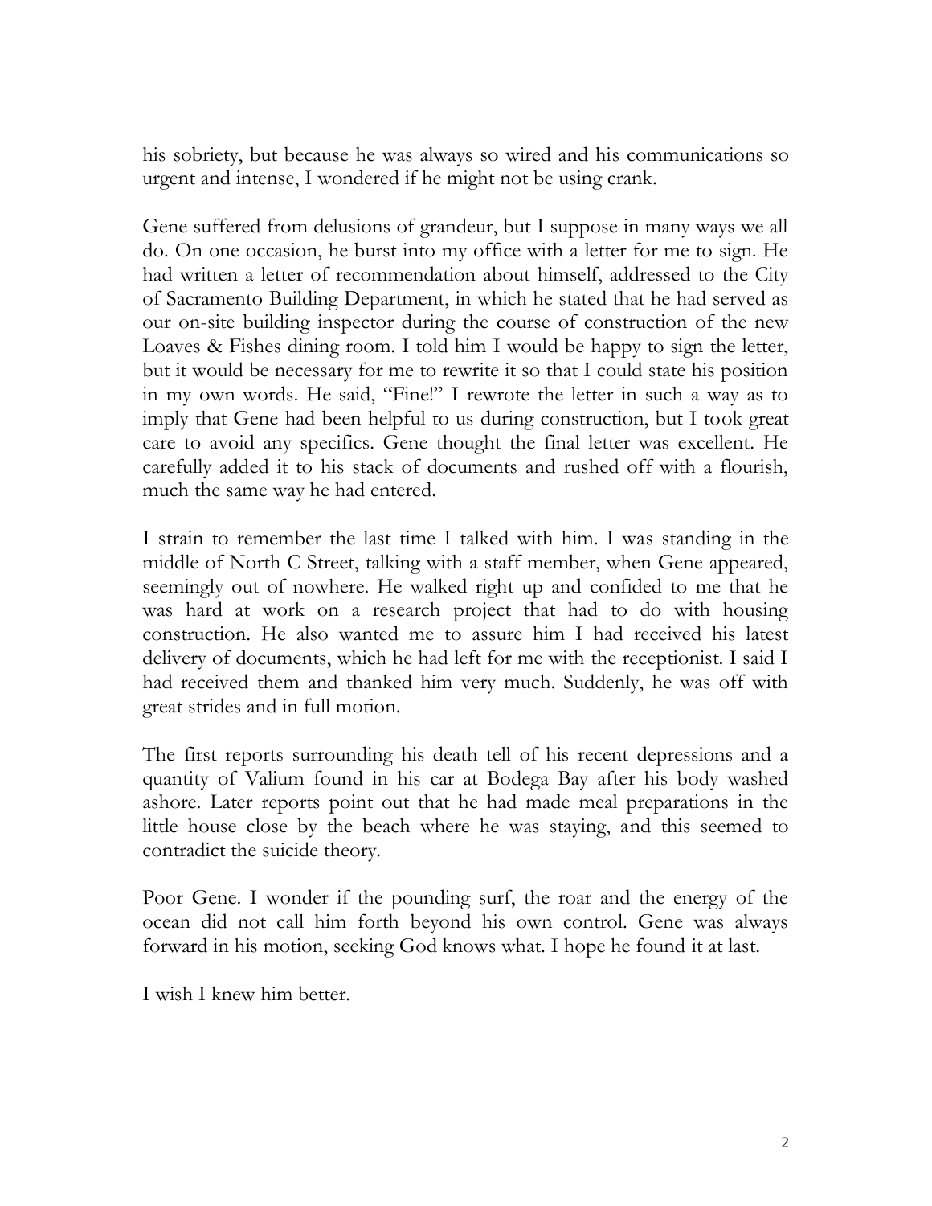his sobriety, but because he was always so wired and his communications so urgent and intense, I wondered if he might not be using crank.

Gene suffered from delusions of grandeur, but I suppose in many ways we all do. On one occasion, he burst into my office with a letter for me to sign. He had written a letter of recommendation about himself, addressed to the City of Sacramento Building Department, in which he stated that he had served as our on-site building inspector during the course of construction of the new Loaves & Fishes dining room. I told him I would be happy to sign the letter, but it would be necessary for me to rewrite it so that I could state his position in my own words. He said, "Fine!" I rewrote the letter in such a way as to imply that Gene had been helpful to us during construction, but I took great care to avoid any specifics. Gene thought the final letter was excellent. He carefully added it to his stack of documents and rushed off with a flourish, much the same way he had entered.

I strain to remember the last time I talked with him. I was standing in the middle of North C Street, talking with a staff member, when Gene appeared, seemingly out of nowhere. He walked right up and confided to me that he was hard at work on a research project that had to do with housing construction. He also wanted me to assure him I had received his latest delivery of documents, which he had left for me with the receptionist. I said I had received them and thanked him very much. Suddenly, he was off with great strides and in full motion.

The first reports surrounding his death tell of his recent depressions and a quantity of Valium found in his car at Bodega Bay after his body washed ashore. Later reports point out that he had made meal preparations in the little house close by the beach where he was staying, and this seemed to contradict the suicide theory.

Poor Gene. I wonder if the pounding surf, the roar and the energy of the ocean did not call him forth beyond his own control. Gene was always forward in his motion, seeking God knows what. I hope he found it at last.

I wish I knew him better.